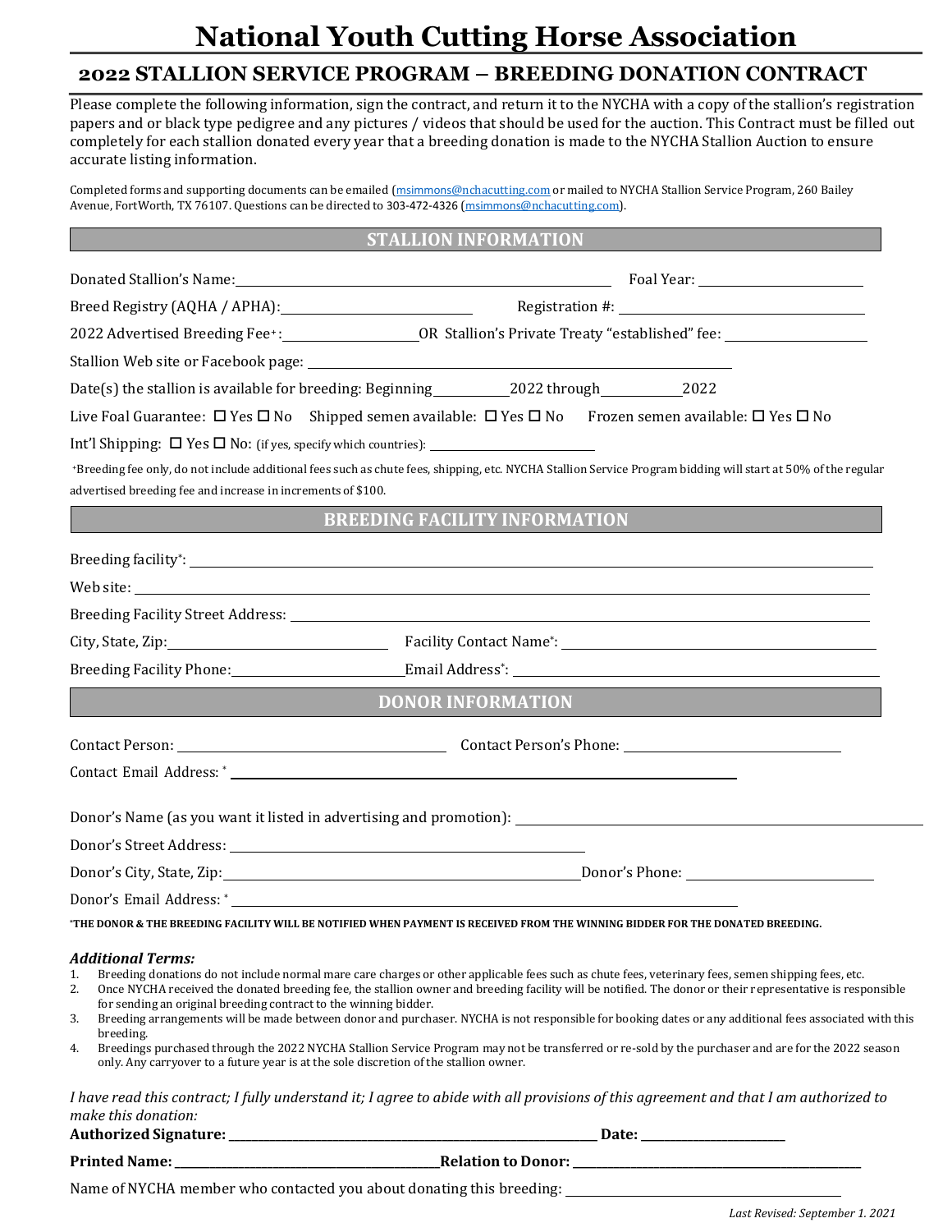# National Youth Cutting Horse Association

## 2022 STALLION SERVICE PROGRAM – BREEDING DONATION CONTRACT

Please complete the following information, sign the contract, and return it to the NYCHA with a copy of the stallion's registration papers and or black type pedigree and any pictures / videos that should be used for the auction. This Contract must be filled out completely for each stallion donated every year that a breeding donation is made to the NYCHA Stallion Auction to ensure accurate listing information.

Completed forms and supporting documents can be emailed (msimmons@nchacutting.com or mailed to NYCHA Stallion Service Program, 260 Bailey Avenue, FortWorth, TX 76107. Questions can be directed to 303-472-4326 (msimmons@nchacutting.com).

### STALLION INFORMATION

Donated Stallion's Name: ______________________ Foal Year: ____________

Breed Registry (AQHA / APHA): ____________ Registration #: ______________

2022 Advertised Breeding Fee+: __________ OR Stallion's Private Treaty "established" fee: __________

Stallion Web site or Facebook page: ______________________

Date(s) the stallion is available for breeding: Beginning ________ 2022 through ________ 2022

Live Foal Guarantee: ☐ Yes ☐ No Shipped semen available: ☐ Yes ☐ No Frozen semen available: ☐ Yes ☐ No

Int'l Shipping: ☐ Yes ☐ No: (if yes, specify which countries): ____________

+Breeding fee only, do not include additional fees such as chute fees, shipping, etc. NYCHA Stallion Service Program bidding will start at 50% of the regular advertised breeding fee and increase in increments of $100.

### BREEDING FACILITY INFORMATION

Breeding facility*: ______________________

Web site: ______________________

Breeding Facility Street Address: ______________________

City, State, Zip: ____________ Facility Contact Name*: ____________

Breeding Facility Phone: ____________ Email Address*: ____________

### DONOR INFORMATION

Contact Person: ____________ Contact Person's Phone: ____________

Contact Email Address: * ______________________

Donor's Name (as you want it listed in advertising and promotion): ______________________

Donor's Street Address: ______________________

Donor's City, State, Zip: ____________ Donor's Phone: ____________

Donor's Email Address: * ______________________

***THE DONOR & THE BREEDING FACILITY WILL BE NOTIFIED WHEN PAYMENT IS RECEIVED FROM THE WINNING BIDDER FOR THE DONATED BREEDING.**

***Additional Terms:***

1. Breeding donations do not include normal mare care charges or other applicable fees such as chute fees, veterinary fees, semen shipping fees, etc.
2. Once NYCHA received the donated breeding fee, the stallion owner and breeding facility will be notified. The donor or their representative is responsible for sending an original breeding contract to the winning bidder.
3. Breeding arrangements will be made between donor and purchaser. NYCHA is not responsible for booking dates or any additional fees associated with this breeding.
4. Breedings purchased through the 2022 NYCHA Stallion Service Program may not be transferred or re-sold by the purchaser and are for the 2022 season only. Any carryover to a future year is at the sole discretion of the stallion owner.

*I have read this contract; I fully understand it; I agree to abide with all provisions of this agreement and that I am authorized to make this donation:*

**Authorized Signature: ______________________ Date: ____________**

**Printed Name: ____________ Relation to Donor: ____________**

Name of NYCHA member who contacted you about donating this breeding: ______________________

*Last Revised: September 1. 2021*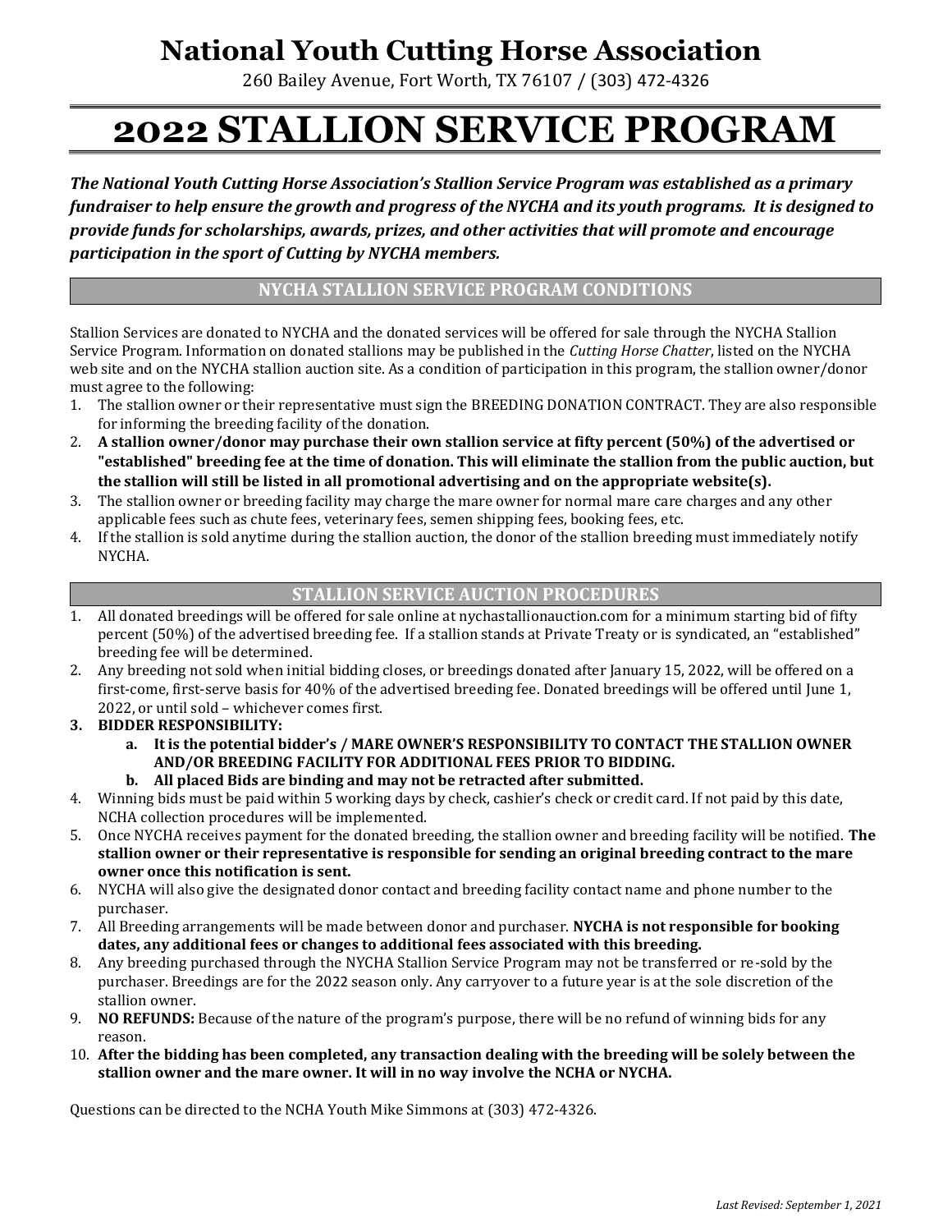# National Youth Cutting Horse Association

260 Bailey Avenue, Fort Worth, TX 76107 / (303) 472-4326

# 2022 STALLION SERVICE PROGRAM

***The National Youth Cutting Horse Association's Stallion Service Program was established as a primary fundraiser to help ensure the growth and progress of the NYCHA and its youth programs. It is designed to provide funds for scholarships, awards, prizes, and other activities that will promote and encourage participation in the sport of Cutting by NYCHA members.***

## NYCHA STALLION SERVICE PROGRAM CONDITIONS

Stallion Services are donated to NYCHA and the donated services will be offered for sale through the NYCHA Stallion Service Program. Information on donated stallions may be published in the *Cutting Horse Chatter*, listed on the NYCHA web site and on the NYCHA stallion auction site. As a condition of participation in this program, the stallion owner/donor must agree to the following:

1. The stallion owner or their representative must sign the BREEDING DONATION CONTRACT. They are also responsible for informing the breeding facility of the donation.
2. **A stallion owner/donor may purchase their own stallion service at fifty percent (50%) of the advertised or "established" breeding fee at the time of donation. This will eliminate the stallion from the public auction, but the stallion will still be listed in all promotional advertising and on the appropriate website(s).**
3. The stallion owner or breeding facility may charge the mare owner for normal mare care charges and any other applicable fees such as chute fees, veterinary fees, semen shipping fees, booking fees, etc.
4. If the stallion is sold anytime during the stallion auction, the donor of the stallion breeding must immediately notify NYCHA.

## STALLION SERVICE AUCTION PROCEDURES

1. All donated breedings will be offered for sale online at nychastallionauction.com for a minimum starting bid of fifty percent (50%) of the advertised breeding fee. If a stallion stands at Private Treaty or is syndicated, an "established" breeding fee will be determined.
2. Any breeding not sold when initial bidding closes, or breedings donated after January 15, 2022, will be offered on a first-come, first-serve basis for 40% of the advertised breeding fee. Donated breedings will be offered until June 1, 2022, or until sold – whichever comes first.
3. **BIDDER RESPONSIBILITY:**
   a. **It is the potential bidder's / MARE OWNER'S RESPONSIBILITY TO CONTACT THE STALLION OWNER AND/OR BREEDING FACILITY FOR ADDITIONAL FEES PRIOR TO BIDDING.**
   b. **All placed Bids are binding and may not be retracted after submitted.**
4. Winning bids must be paid within 5 working days by check, cashier's check or credit card. If not paid by this date, NCHA collection procedures will be implemented.
5. Once NYCHA receives payment for the donated breeding, the stallion owner and breeding facility will be notified. **The stallion owner or their representative is responsible for sending an original breeding contract to the mare owner once this notification is sent.**
6. NYCHA will also give the designated donor contact and breeding facility contact name and phone number to the purchaser.
7. All Breeding arrangements will be made between donor and purchaser. **NYCHA is not responsible for booking dates, any additional fees or changes to additional fees associated with this breeding.**
8. Any breeding purchased through the NYCHA Stallion Service Program may not be transferred or re-sold by the purchaser. Breedings are for the 2022 season only. Any carryover to a future year is at the sole discretion of the stallion owner.
9. **NO REFUNDS:** Because of the nature of the program's purpose, there will be no refund of winning bids for any reason.
10. **After the bidding has been completed, any transaction dealing with the breeding will be solely between the stallion owner and the mare owner. It will in no way involve the NCHA or NYCHA.**

Questions can be directed to the NCHA Youth Mike Simmons at (303) 472-4326.

*Last Revised: September 1, 2021*